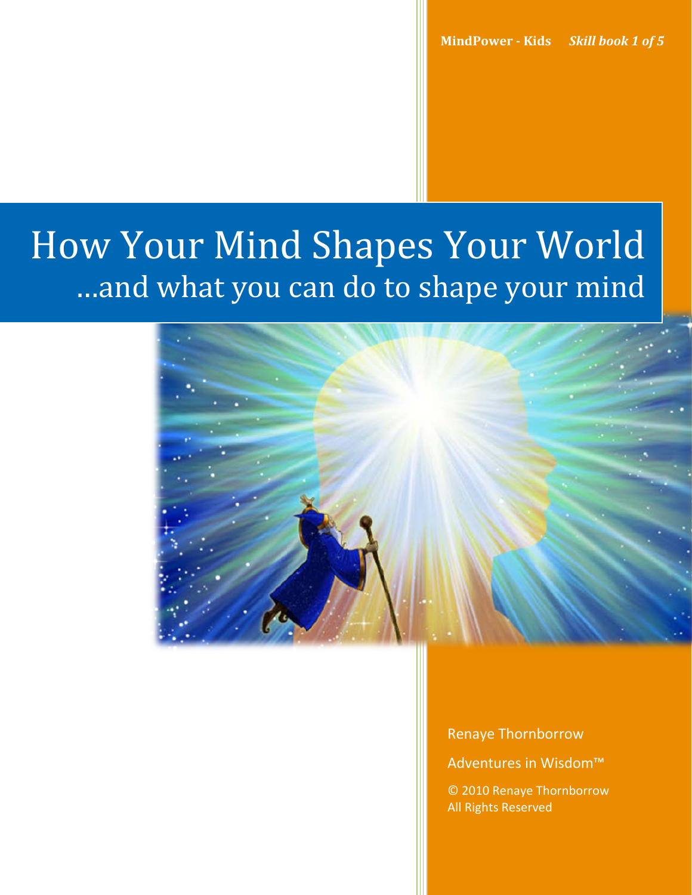MindPower - Kids *Skill book 1 of 5*

# How Your Mind Shapes Your World

## ...and what you can do to shape your mind

Renaye Thornborrow

Adventures in Wisdom™

© 2010 Renaye Thornborrow
All Rights Reserved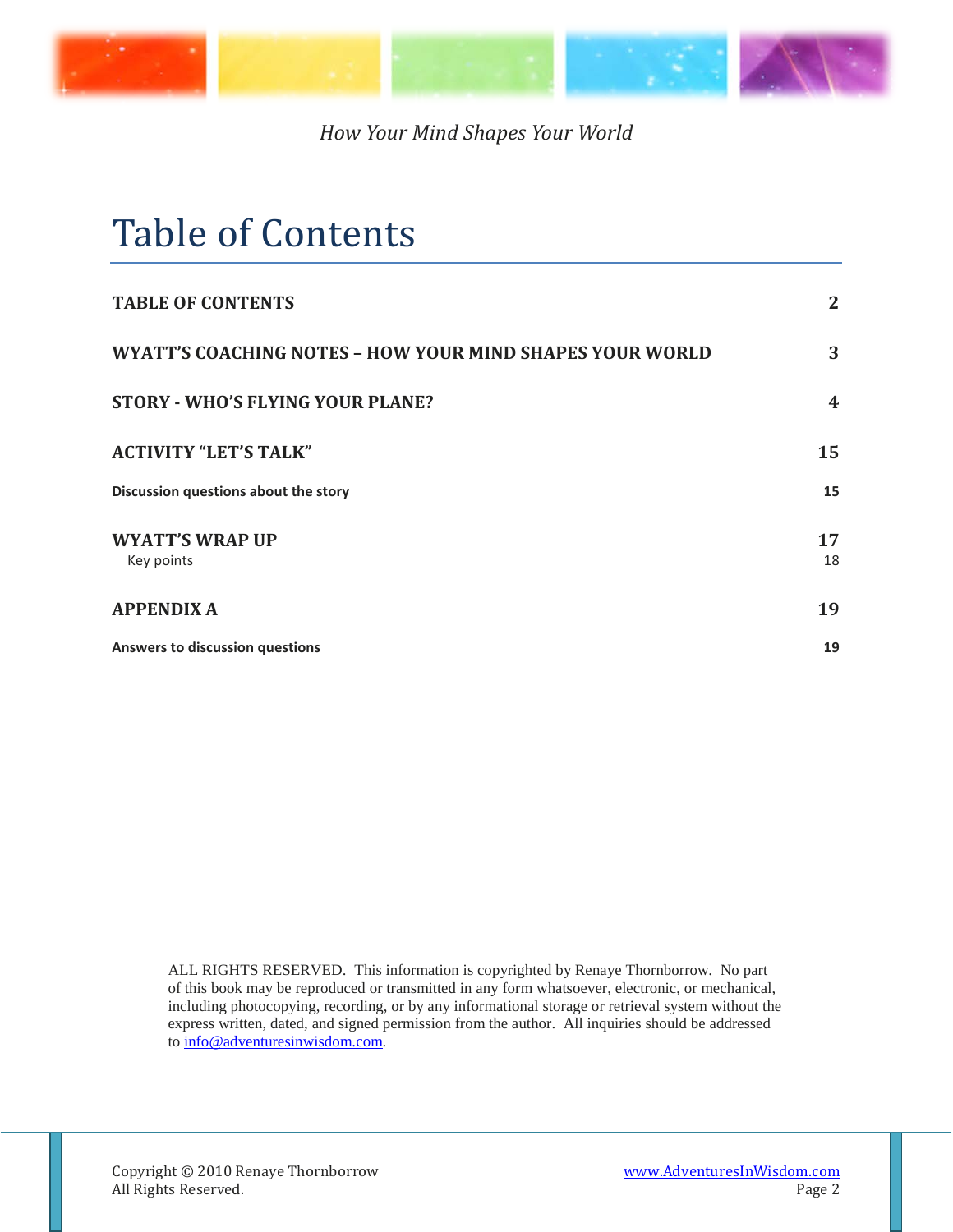# Table of Contents

| | |
|---|---|
| **TABLE OF CONTENTS** | **2** |
| **WYATT'S COACHING NOTES – HOW YOUR MIND SHAPES YOUR WORLD** | **3** |
| **STORY - WHO'S FLYING YOUR PLANE?** | **4** |
| **ACTIVITY "LET'S TALK"** | **15** |
| **Discussion questions about the story** | **15** |
| **WYATT'S WRAP UP** | **17** |
| Key points | 18 |
| **APPENDIX A** | **19** |
| **Answers to discussion questions** | **19** |

ALL RIGHTS RESERVED. This information is copyrighted by Renaye Thornborrow. No part of this book may be reproduced or transmitted in any form whatsoever, electronic, or mechanical, including photocopying, recording, or by any informational storage or retrieval system without the express written, dated, and signed permission from the author. All inquiries should be addressed to info@adventuresinwisdom.com.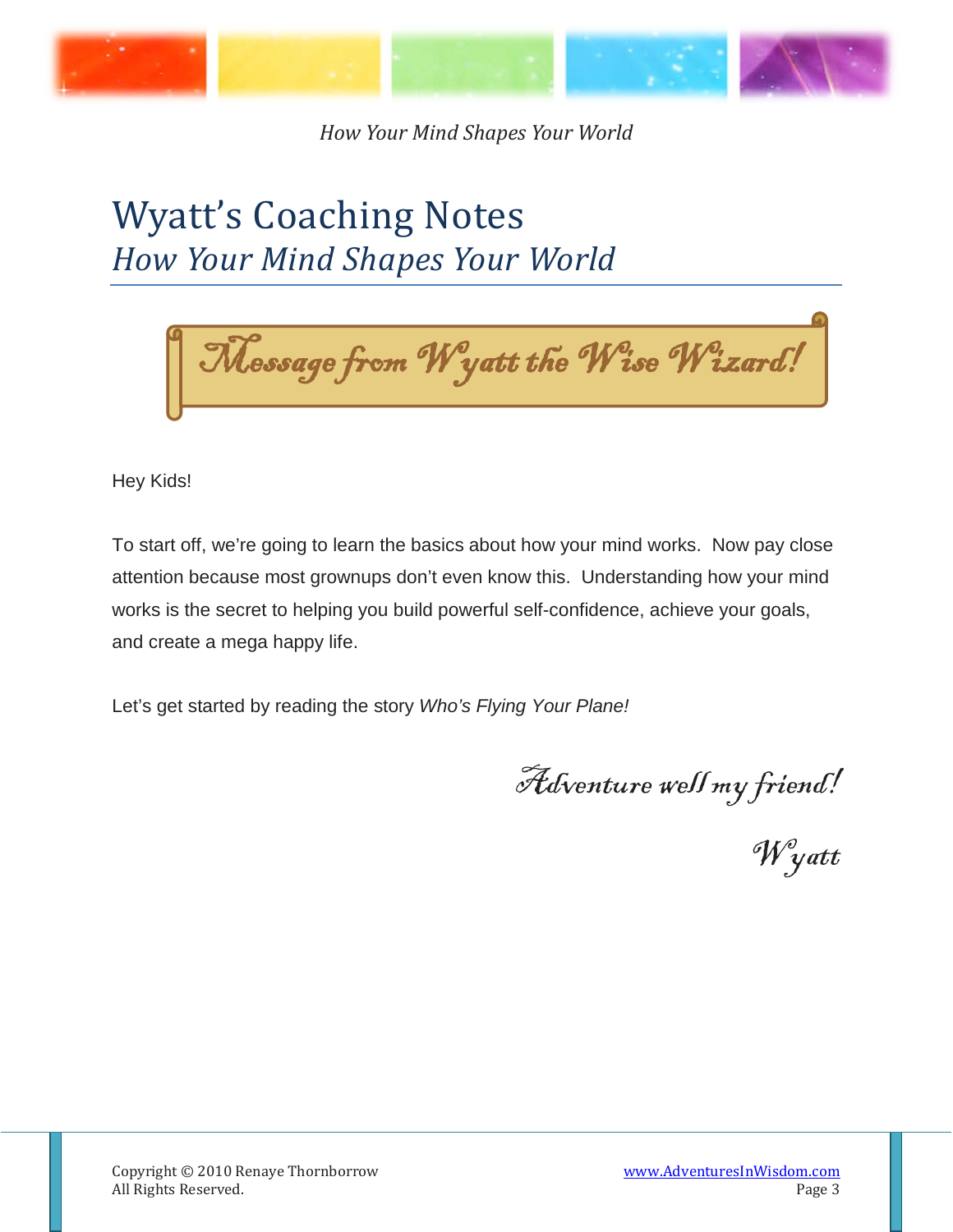# Wyatt's Coaching Notes

## *How Your Mind Shapes Your World*

*Message from Wyatt the Wise Wizard!*

Hey Kids!

To start off, we're going to learn the basics about how your mind works. Now pay close attention because most grownups don't even know this. Understanding how your mind works is the secret to helping you build powerful self-confidence, achieve your goals, and create a mega happy life.

Let's get started by reading the story *Who's Flying Your Plane!*

*Adventure well my friend!*

*Wyatt*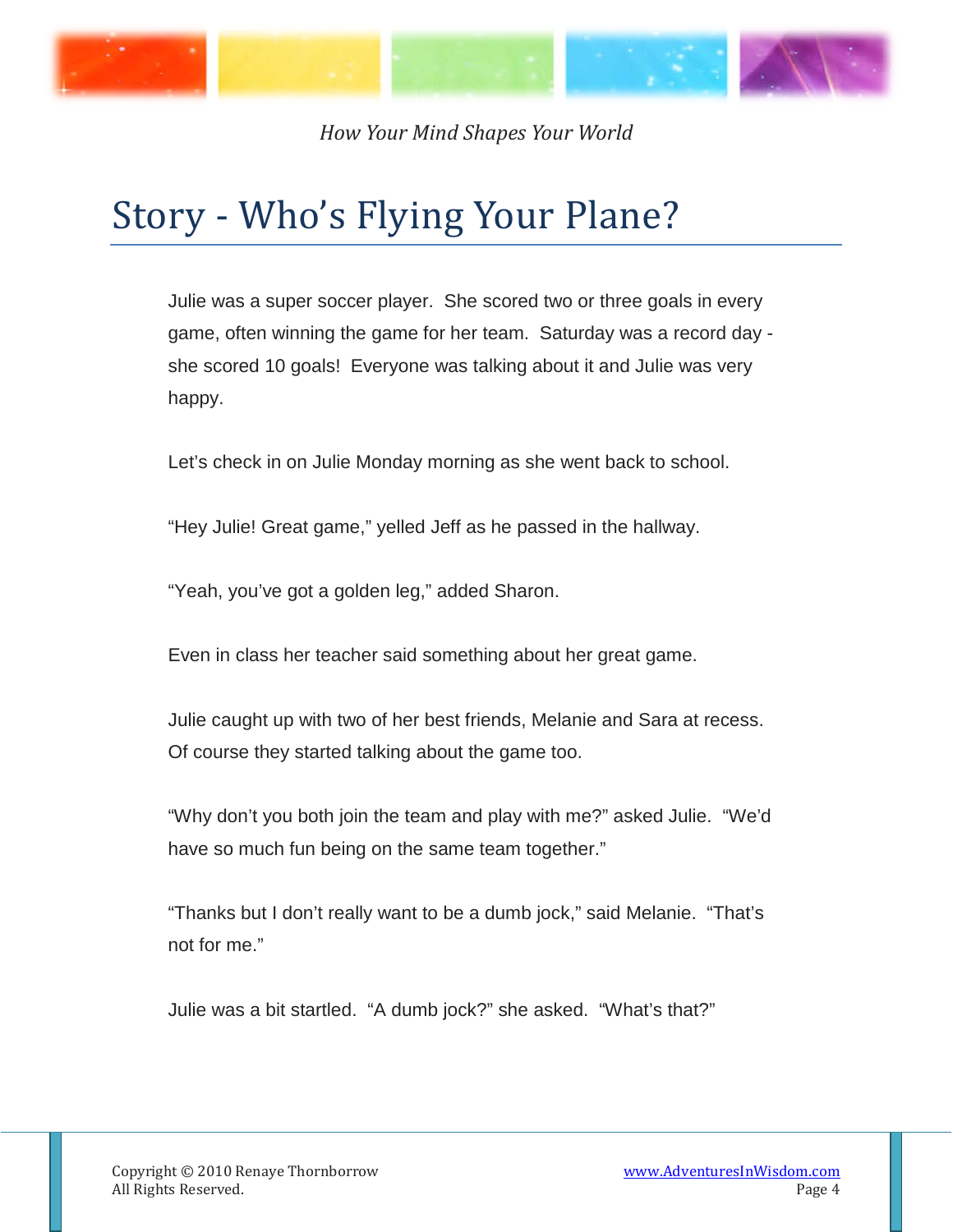# Story - Who's Flying Your Plane?

Julie was a super soccer player. She scored two or three goals in every game, often winning the game for her team. Saturday was a record day - she scored 10 goals! Everyone was talking about it and Julie was very happy.

Let's check in on Julie Monday morning as she went back to school.

"Hey Julie! Great game," yelled Jeff as he passed in the hallway.

"Yeah, you've got a golden leg," added Sharon.

Even in class her teacher said something about her great game.

Julie caught up with two of her best friends, Melanie and Sara at recess. Of course they started talking about the game too.

"Why don't you both join the team and play with me?" asked Julie. "We'd have so much fun being on the same team together."

"Thanks but I don't really want to be a dumb jock," said Melanie. "That's not for me."

Julie was a bit startled. "A dumb jock?" she asked. "What's that?"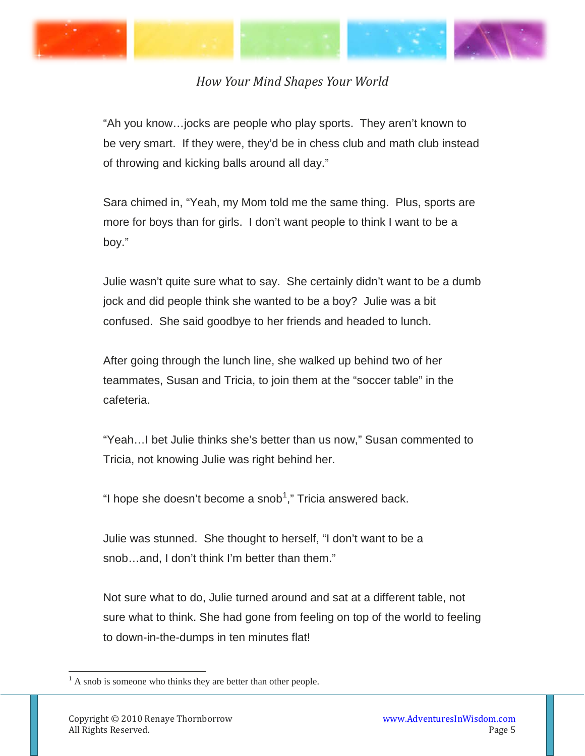"Ah you know…jocks are people who play sports. They aren't known to be very smart. If they were, they'd be in chess club and math club instead of throwing and kicking balls around all day."

Sara chimed in, "Yeah, my Mom told me the same thing. Plus, sports are more for boys than for girls. I don't want people to think I want to be a boy."

Julie wasn't quite sure what to say. She certainly didn't want to be a dumb jock and did people think she wanted to be a boy? Julie was a bit confused. She said goodbye to her friends and headed to lunch.

After going through the lunch line, she walked up behind two of her teammates, Susan and Tricia, to join them at the "soccer table" in the cafeteria.

"Yeah…I bet Julie thinks she's better than us now," Susan commented to Tricia, not knowing Julie was right behind her.

"I hope she doesn't become a snob[1]," Tricia answered back.

Julie was stunned. She thought to herself, "I don't want to be a snob…and, I don't think I'm better than them."

Not sure what to do, Julie turned around and sat at a different table, not sure what to think. She had gone from feeling on top of the world to feeling to down-in-the-dumps in ten minutes flat!

---

[1] A snob is someone who thinks they are better than other people.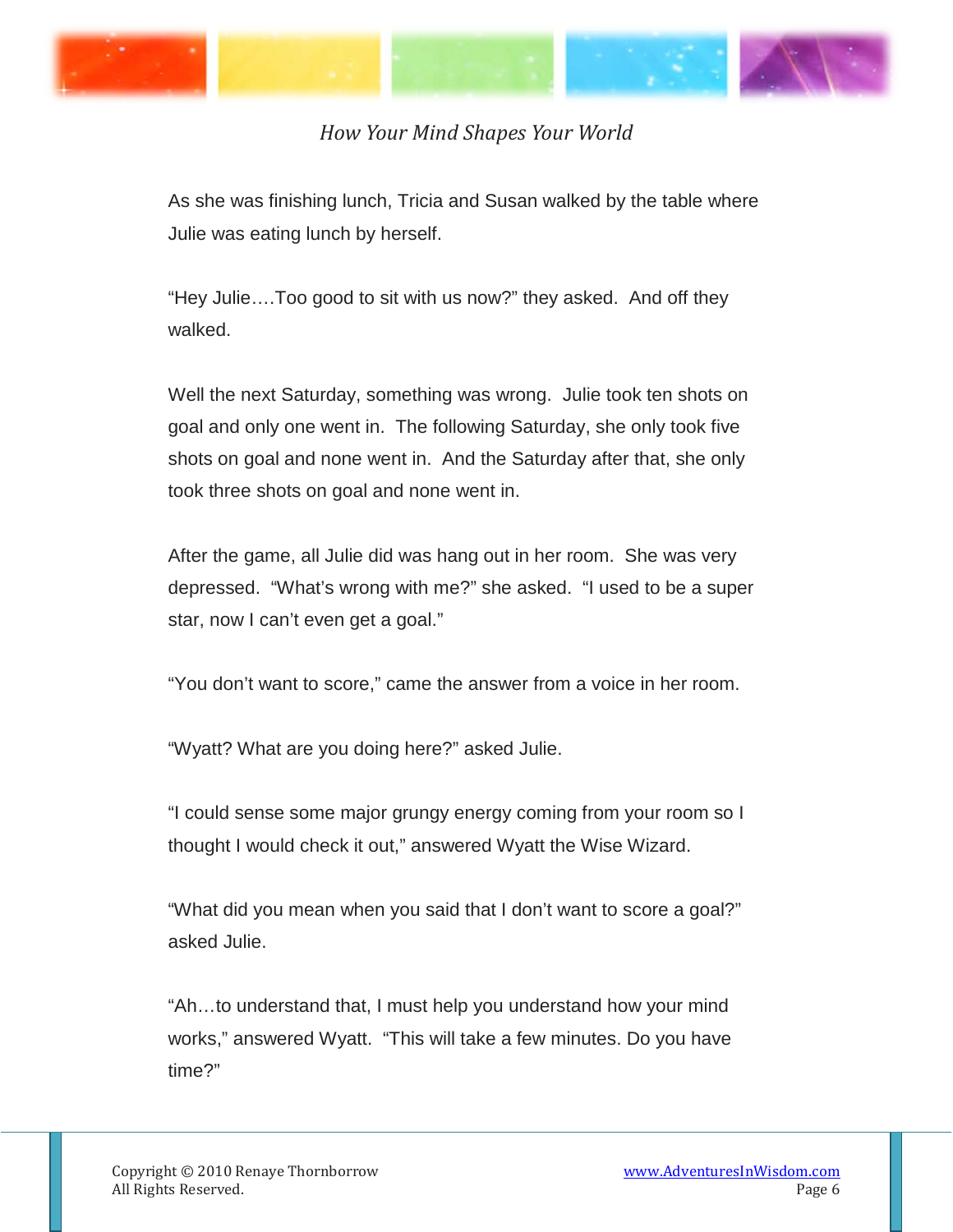As she was finishing lunch, Tricia and Susan walked by the table where Julie was eating lunch by herself.

"Hey Julie….Too good to sit with us now?" they asked. And off they walked.

Well the next Saturday, something was wrong. Julie took ten shots on goal and only one went in. The following Saturday, she only took five shots on goal and none went in. And the Saturday after that, she only took three shots on goal and none went in.

After the game, all Julie did was hang out in her room. She was very depressed. "What's wrong with me?" she asked. "I used to be a super star, now I can't even get a goal."

"You don't want to score," came the answer from a voice in her room.

"Wyatt? What are you doing here?" asked Julie.

"I could sense some major grungy energy coming from your room so I thought I would check it out," answered Wyatt the Wise Wizard.

"What did you mean when you said that I don't want to score a goal?" asked Julie.

"Ah…to understand that, I must help you understand how your mind works," answered Wyatt. "This will take a few minutes. Do you have time?"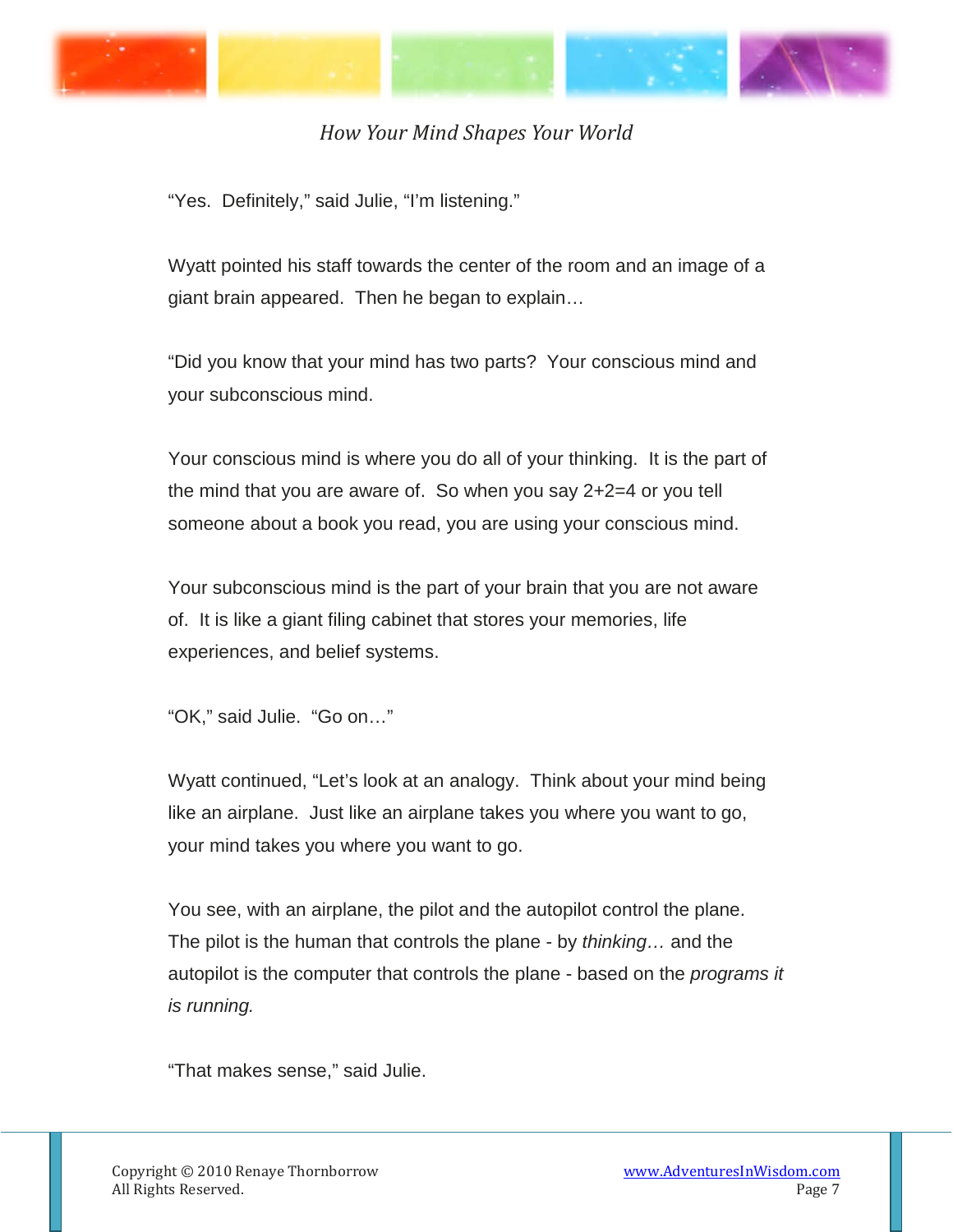"Yes. Definitely," said Julie, "I'm listening."

Wyatt pointed his staff towards the center of the room and an image of a giant brain appeared. Then he began to explain…

"Did you know that your mind has two parts? Your conscious mind and your subconscious mind.

Your conscious mind is where you do all of your thinking. It is the part of the mind that you are aware of. So when you say 2+2=4 or you tell someone about a book you read, you are using your conscious mind.

Your subconscious mind is the part of your brain that you are not aware of. It is like a giant filing cabinet that stores your memories, life experiences, and belief systems.

"OK," said Julie. "Go on…"

Wyatt continued, "Let's look at an analogy. Think about your mind being like an airplane. Just like an airplane takes you where you want to go, your mind takes you where you want to go.

You see, with an airplane, the pilot and the autopilot control the plane. The pilot is the human that controls the plane - by *thinking…* and the autopilot is the computer that controls the plane - based on the *programs it is running.*

"That makes sense," said Julie.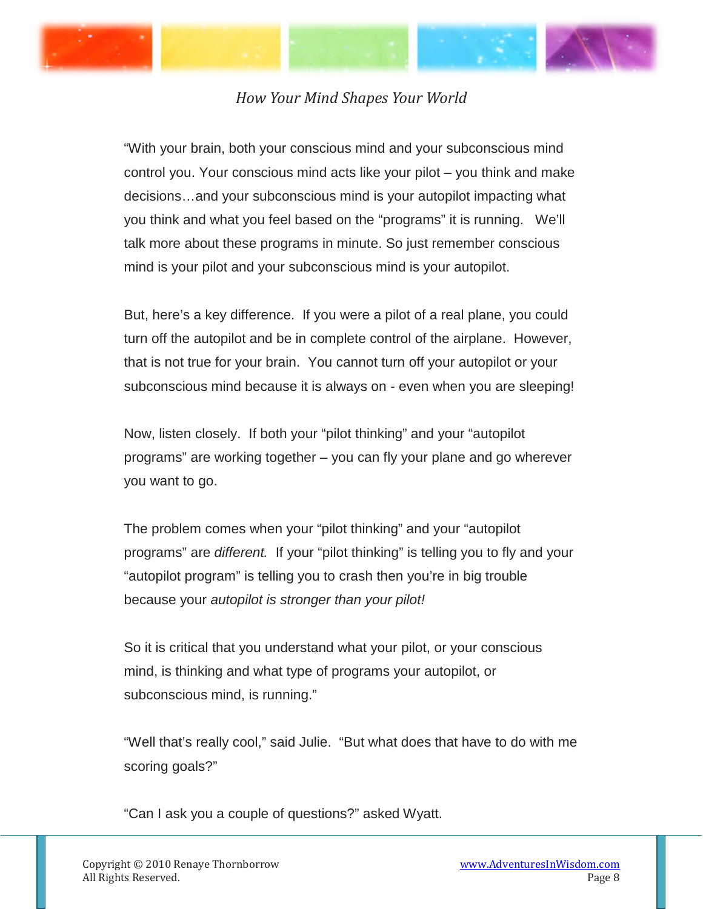"With your brain, both your conscious mind and your subconscious mind control you. Your conscious mind acts like your pilot – you think and make decisions…and your subconscious mind is your autopilot impacting what you think and what you feel based on the "programs" it is running.   We'll talk more about these programs in minute. So just remember conscious mind is your pilot and your subconscious mind is your autopilot.

But, here's a key difference.  If you were a pilot of a real plane, you could turn off the autopilot and be in complete control of the airplane.  However, that is not true for your brain.  You cannot turn off your autopilot or your subconscious mind because it is always on - even when you are sleeping!

Now, listen closely.  If both your "pilot thinking" and your "autopilot programs" are working together – you can fly your plane and go wherever you want to go.

The problem comes when your "pilot thinking" and your "autopilot programs" are *different.*  If your "pilot thinking" is telling you to fly and your "autopilot program" is telling you to crash then you're in big trouble because your *autopilot is stronger than your pilot!*

So it is critical that you understand what your pilot, or your conscious mind, is thinking and what type of programs your autopilot, or subconscious mind, is running."

"Well that's really cool," said Julie.  "But what does that have to do with me scoring goals?"

"Can I ask you a couple of questions?" asked Wyatt.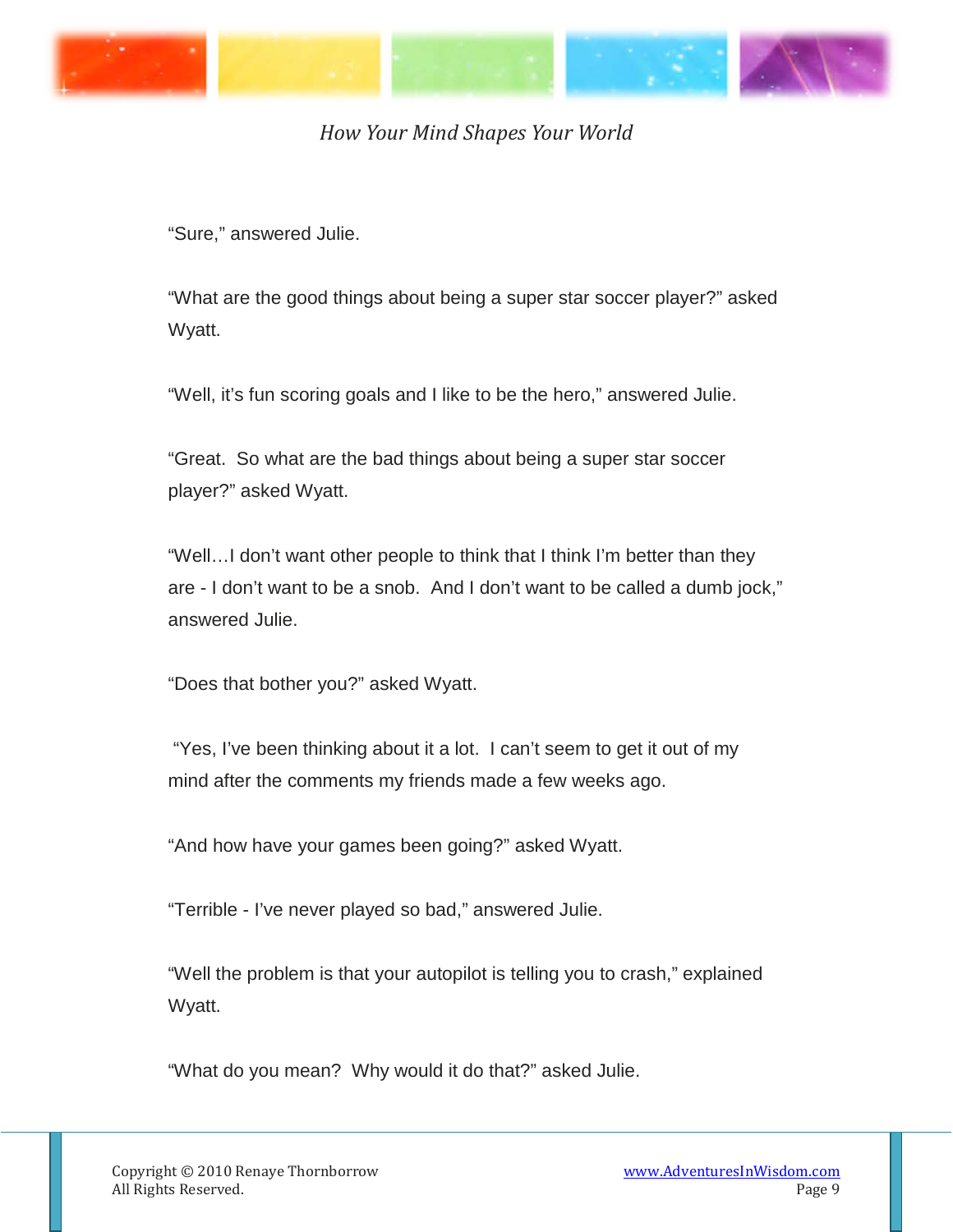"Sure," answered Julie.

"What are the good things about being a super star soccer player?" asked Wyatt.

"Well, it's fun scoring goals and I like to be the hero," answered Julie.

"Great.  So what are the bad things about being a super star soccer player?" asked Wyatt.

"Well…I don't want other people to think that I think I'm better than they are - I don't want to be a snob.  And I don't want to be called a dumb jock," answered Julie.

"Does that bother you?" asked Wyatt.

"Yes, I've been thinking about it a lot.  I can't seem to get it out of my mind after the comments my friends made a few weeks ago.

"And how have your games been going?" asked Wyatt.

"Terrible - I've never played so bad," answered Julie.

"Well the problem is that your autopilot is telling you to crash," explained Wyatt.

"What do you mean?  Why would it do that?" asked Julie.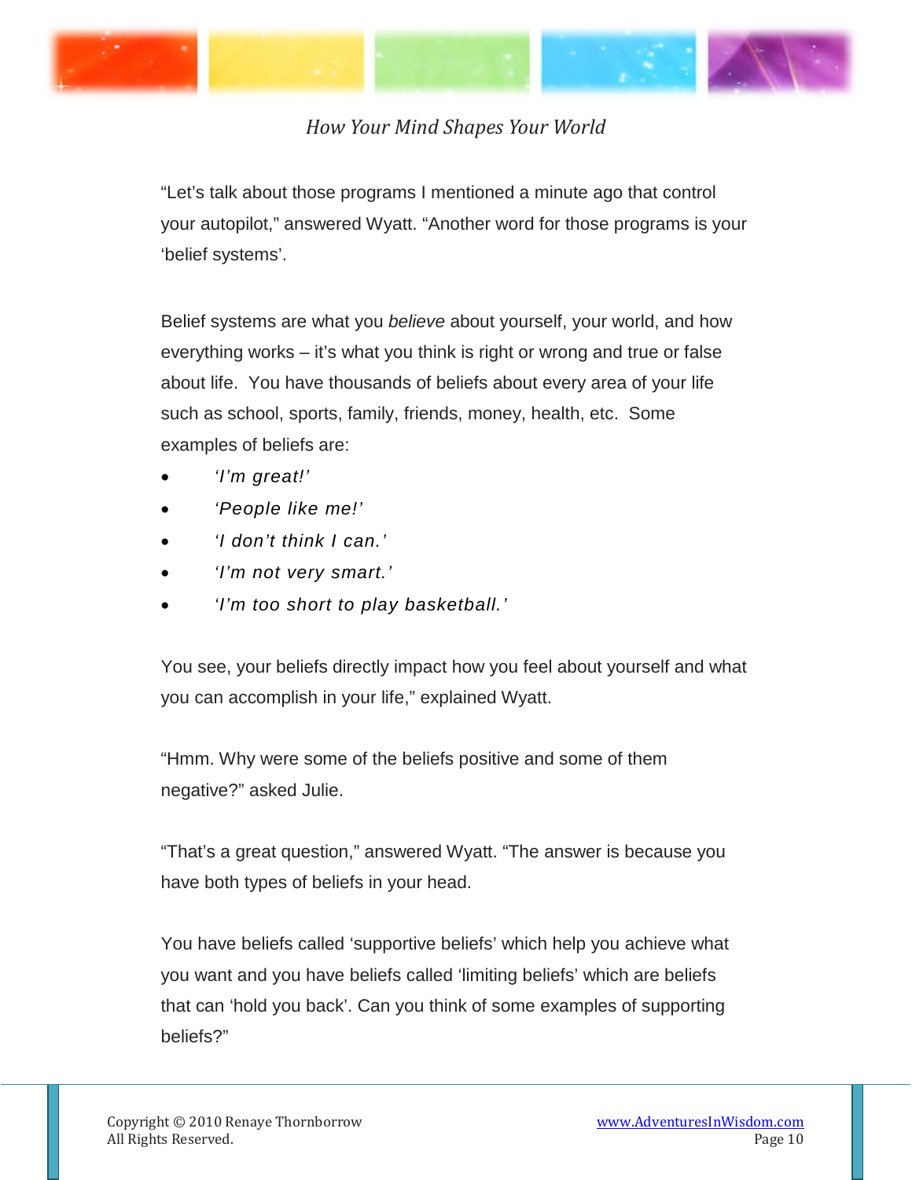"Let's talk about those programs I mentioned a minute ago that control your autopilot," answered Wyatt. "Another word for those programs is your 'belief systems'.

Belief systems are what you *believe* about yourself, your world, and how everything works – it's what you think is right or wrong and true or false about life. You have thousands of beliefs about every area of your life such as school, sports, family, friends, money, health, etc. Some examples of beliefs are:

- *'I'm great!'*
- *'People like me!'*
- *'I don't think I can.'*
- *'I'm not very smart.'*
- *'I'm too short to play basketball.'*

You see, your beliefs directly impact how you feel about yourself and what you can accomplish in your life," explained Wyatt.

"Hmm. Why were some of the beliefs positive and some of them negative?" asked Julie.

"That's a great question," answered Wyatt. "The answer is because you have both types of beliefs in your head.

You have beliefs called 'supportive beliefs' which help you achieve what you want and you have beliefs called 'limiting beliefs' which are beliefs that can 'hold you back'. Can you think of some examples of supporting beliefs?"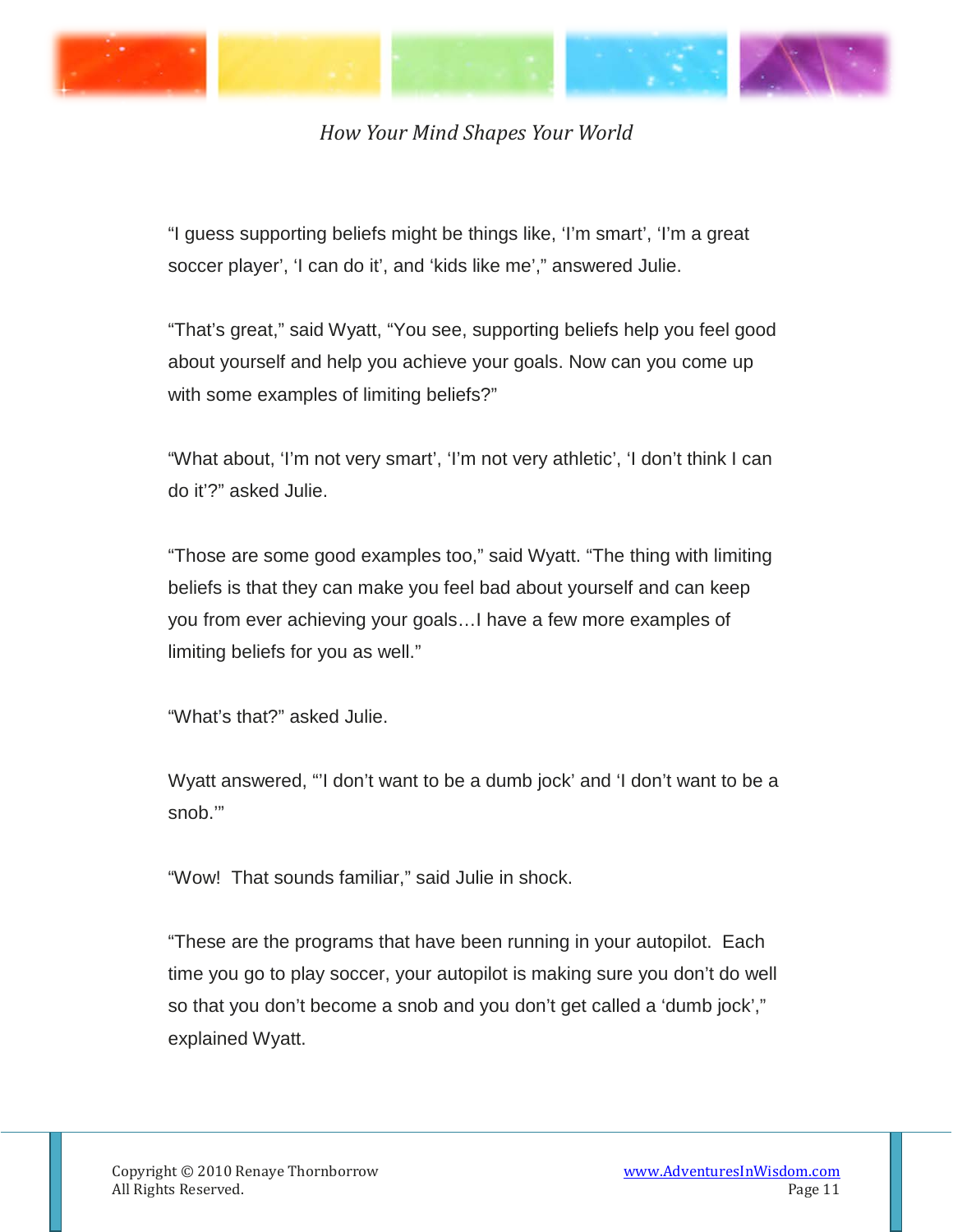"I guess supporting beliefs might be things like, 'I'm smart', 'I'm a great soccer player', 'I can do it', and 'kids like me'," answered Julie.

"That's great," said Wyatt, "You see, supporting beliefs help you feel good about yourself and help you achieve your goals. Now can you come up with some examples of limiting beliefs?"

"What about, 'I'm not very smart', 'I'm not very athletic', 'I don't think I can do it'?" asked Julie.

"Those are some good examples too," said Wyatt. "The thing with limiting beliefs is that they can make you feel bad about yourself and can keep you from ever achieving your goals…I have a few more examples of limiting beliefs for you as well."

"What's that?" asked Julie.

Wyatt answered, "'I don't want to be a dumb jock' and 'I don't want to be a snob.'"

"Wow! That sounds familiar," said Julie in shock.

"These are the programs that have been running in your autopilot. Each time you go to play soccer, your autopilot is making sure you don't do well so that you don't become a snob and you don't get called a 'dumb jock'," explained Wyatt.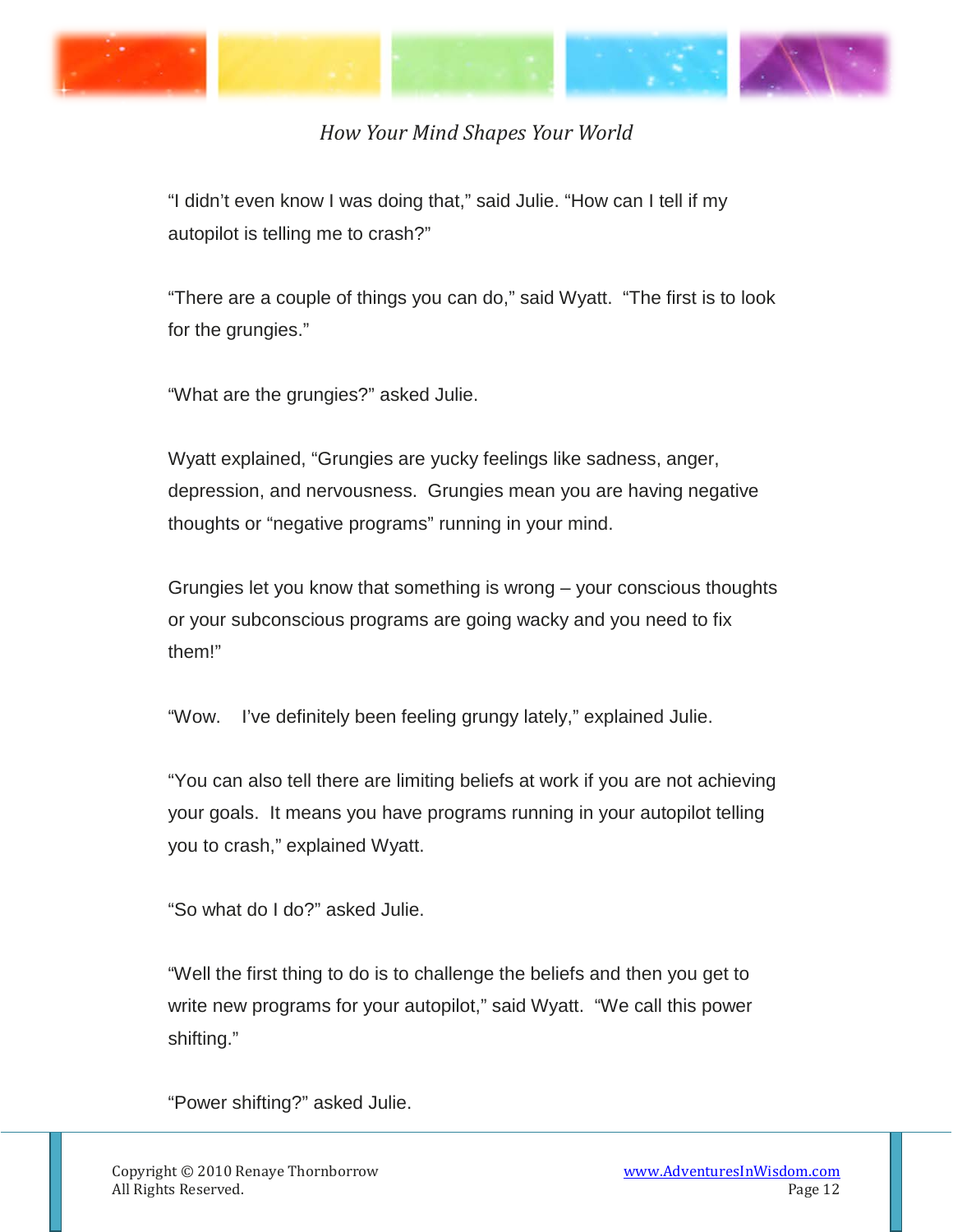"I didn't even know I was doing that," said Julie. "How can I tell if my autopilot is telling me to crash?"

"There are a couple of things you can do," said Wyatt. "The first is to look for the grungies."

"What are the grungies?" asked Julie.

Wyatt explained, "Grungies are yucky feelings like sadness, anger, depression, and nervousness. Grungies mean you are having negative thoughts or "negative programs" running in your mind.

Grungies let you know that something is wrong – your conscious thoughts or your subconscious programs are going wacky and you need to fix them!"

"Wow. I've definitely been feeling grungy lately," explained Julie.

"You can also tell there are limiting beliefs at work if you are not achieving your goals. It means you have programs running in your autopilot telling you to crash," explained Wyatt.

"So what do I do?" asked Julie.

"Well the first thing to do is to challenge the beliefs and then you get to write new programs for your autopilot," said Wyatt. "We call this power shifting."

"Power shifting?" asked Julie.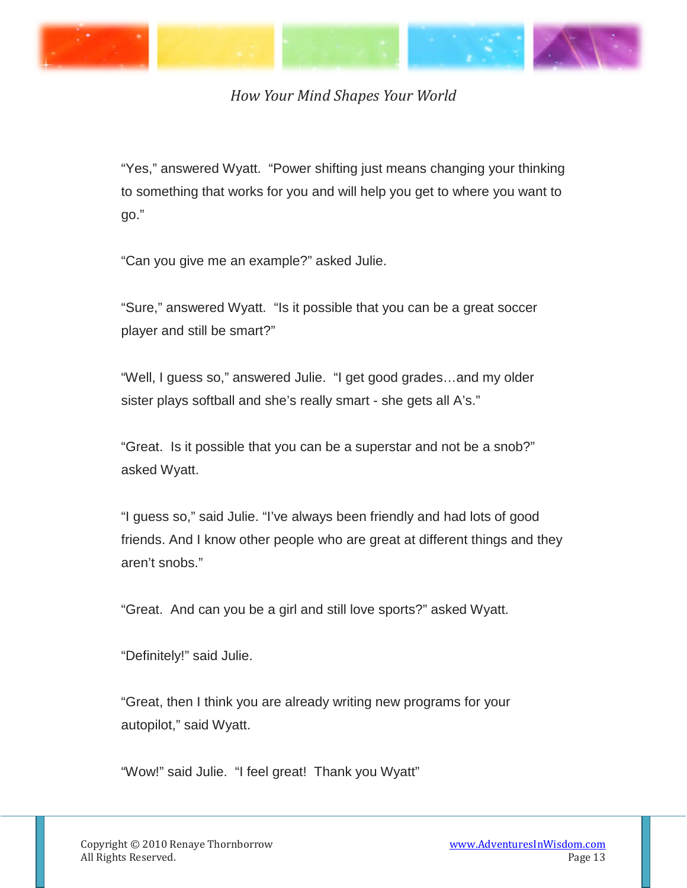"Yes," answered Wyatt. "Power shifting just means changing your thinking to something that works for you and will help you get to where you want to go."

"Can you give me an example?" asked Julie.

"Sure," answered Wyatt. "Is it possible that you can be a great soccer player and still be smart?"

"Well, I guess so," answered Julie. "I get good grades…and my older sister plays softball and she's really smart - she gets all A's."

"Great. Is it possible that you can be a superstar and not be a snob?" asked Wyatt.

"I guess so," said Julie. "I've always been friendly and had lots of good friends. And I know other people who are great at different things and they aren't snobs."

"Great. And can you be a girl and still love sports?" asked Wyatt.

"Definitely!" said Julie.

"Great, then I think you are already writing new programs for your autopilot," said Wyatt.

"Wow!" said Julie. "I feel great! Thank you Wyatt"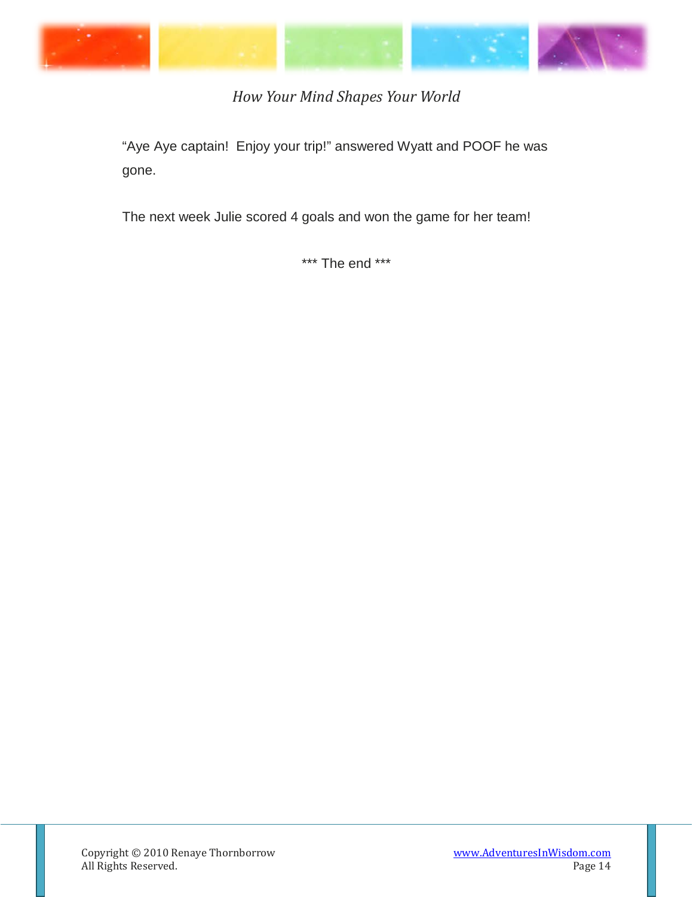"Aye Aye captain!  Enjoy your trip!" answered Wyatt and POOF he was gone.

The next week Julie scored 4 goals and won the game for her team!

*** The end ***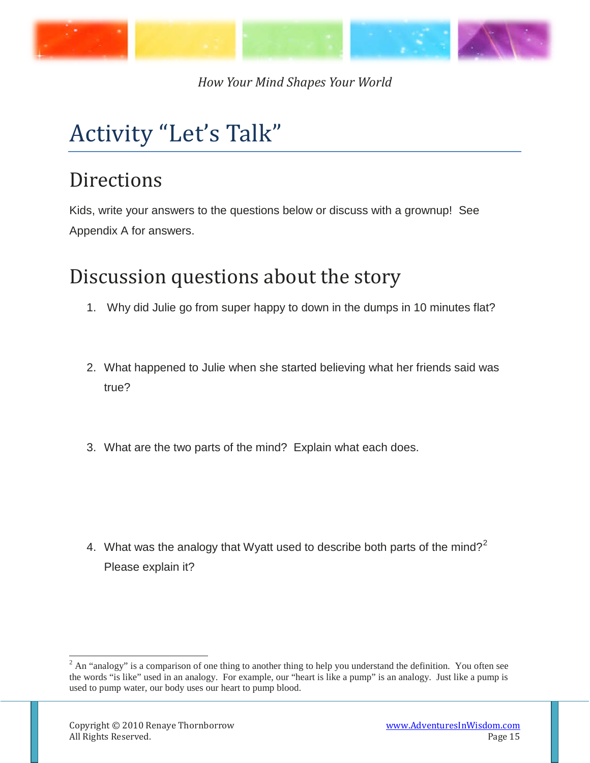# Activity "Let's Talk"

## Directions

Kids, write your answers to the questions below or discuss with a grownup! See Appendix A for answers.

## Discussion questions about the story

1. Why did Julie go from super happy to down in the dumps in 10 minutes flat?

2. What happened to Julie when she started believing what her friends said was true?

3. What are the two parts of the mind? Explain what each does.

4. What was the analogy that Wyatt used to describe both parts of the mind?[2] Please explain it?

[2] An "analogy" is a comparison of one thing to another thing to help you understand the definition. You often see the words "is like" used in an analogy. For example, our "heart is like a pump" is an analogy. Just like a pump is used to pump water, our body uses our heart to pump blood.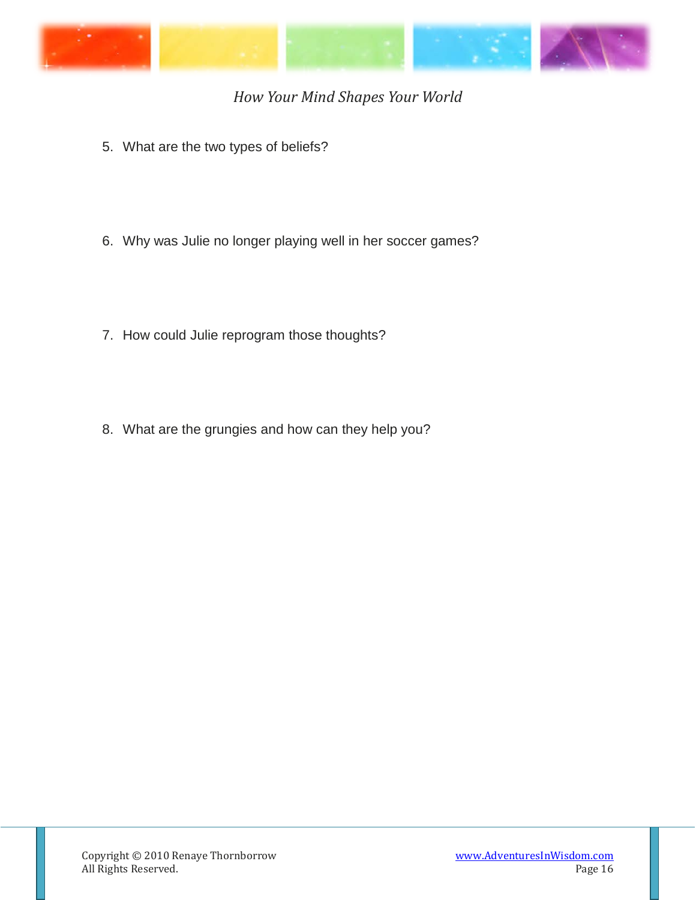5. What are the two types of beliefs?

6. Why was Julie no longer playing well in her soccer games?

7. How could Julie reprogram those thoughts?

8. What are the grungies and how can they help you?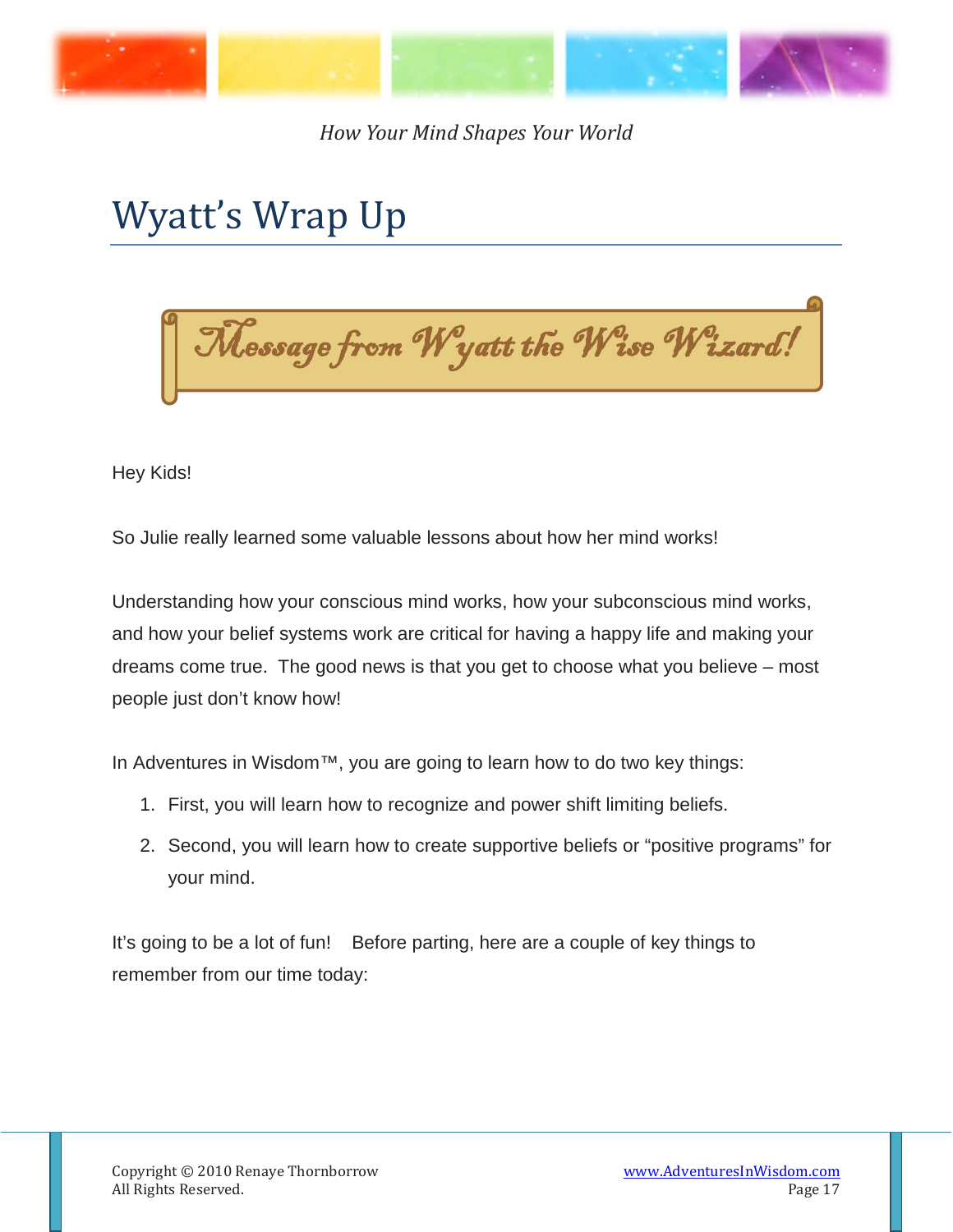# Wyatt's Wrap Up

*Message from Wyatt the Wise Wizard!*

Hey Kids!

So Julie really learned some valuable lessons about how her mind works!

Understanding how your conscious mind works, how your subconscious mind works, and how your belief systems work are critical for having a happy life and making your dreams come true. The good news is that you get to choose what you believe – most people just don't know how!

In Adventures in Wisdom™, you are going to learn how to do two key things:

1. First, you will learn how to recognize and power shift limiting beliefs.
2. Second, you will learn how to create supportive beliefs or "positive programs" for your mind.

It's going to be a lot of fun! Before parting, here are a couple of key things to remember from our time today: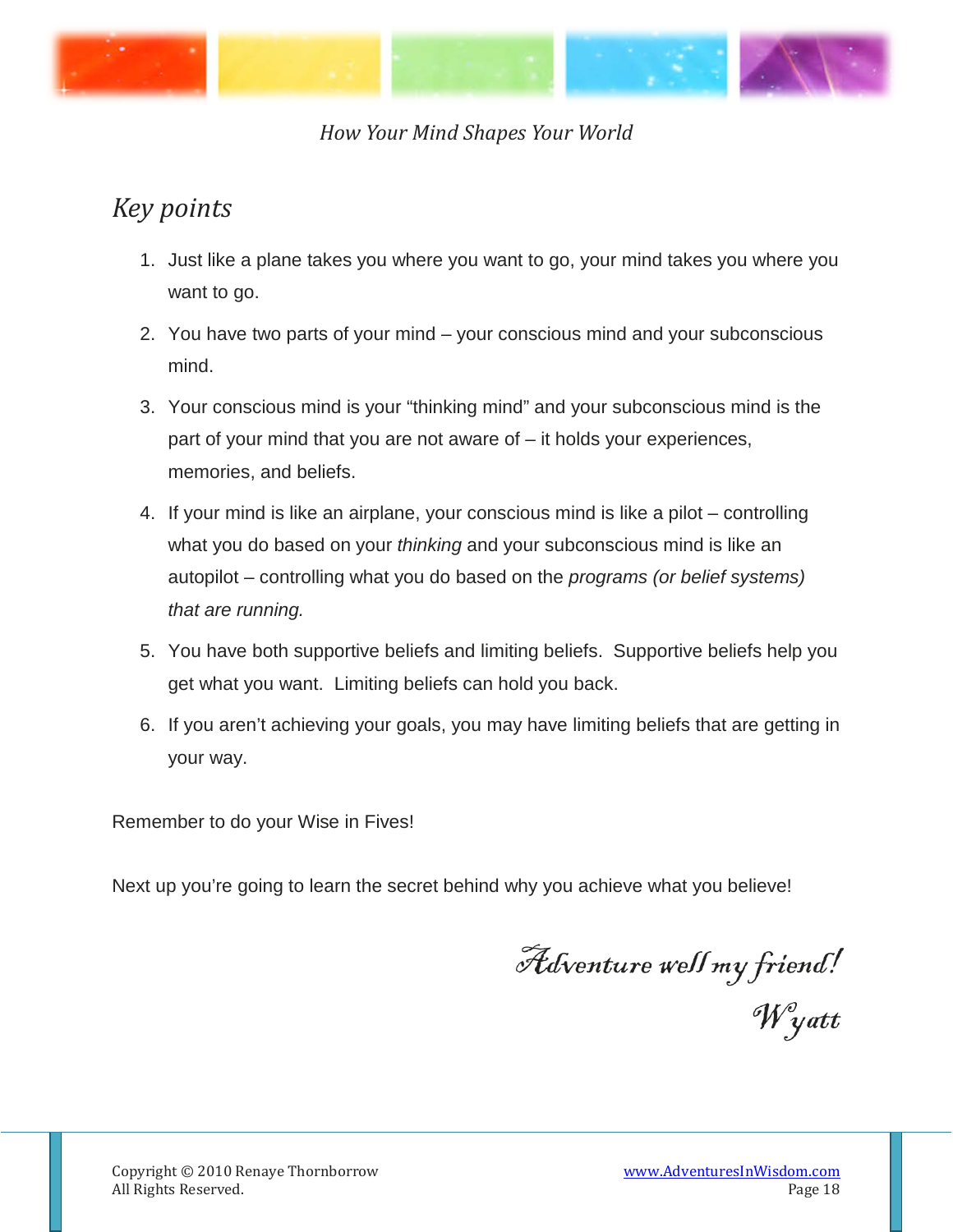## Key points

1. Just like a plane takes you where you want to go, your mind takes you where you want to go.
2. You have two parts of your mind – your conscious mind and your subconscious mind.
3. Your conscious mind is your "thinking mind" and your subconscious mind is the part of your mind that you are not aware of – it holds your experiences, memories, and beliefs.
4. If your mind is like an airplane, your conscious mind is like a pilot – controlling what you do based on your *thinking* and your subconscious mind is like an autopilot – controlling what you do based on the *programs (or belief systems) that are running.*
5. You have both supportive beliefs and limiting beliefs. Supportive beliefs help you get what you want. Limiting beliefs can hold you back.
6. If you aren't achieving your goals, you may have limiting beliefs that are getting in your way.

Remember to do your Wise in Fives!

Next up you're going to learn the secret behind why you achieve what you believe!

*Adventure well my friend!*
*Wyatt*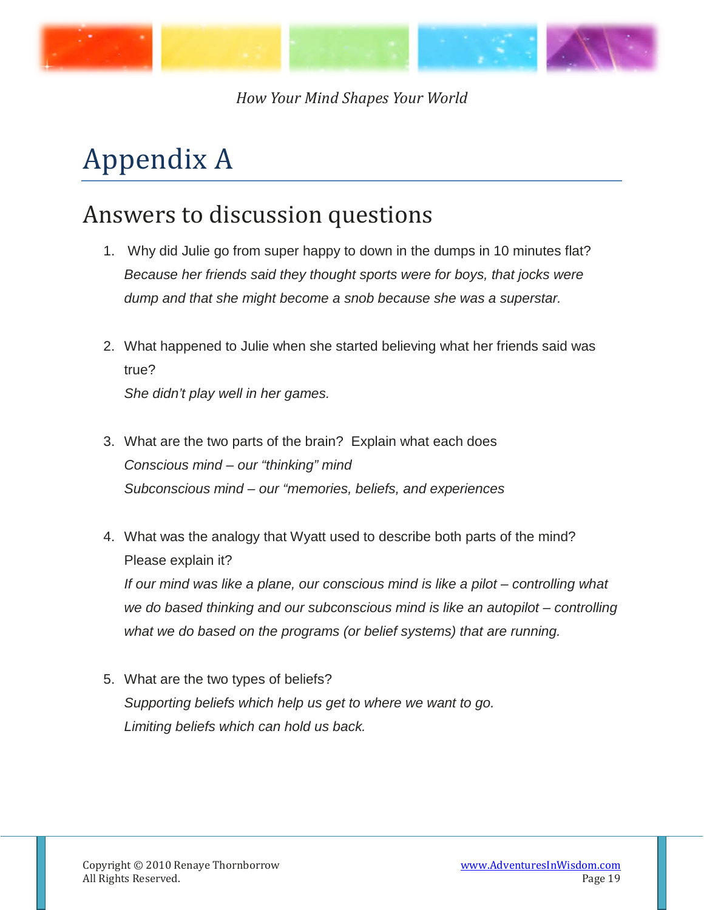// Instructions: Convert the page image to Markdown, omitting running headers/footers and page numbers.

# Appendix A

## Answers to discussion questions

1. Why did Julie go from super happy to down in the dumps in 10 minutes flat?
   *Because her friends said they thought sports were for boys, that jocks were dump and that she might become a snob because she was a superstar.*

2. What happened to Julie when she started believing what her friends said was true?
   *She didn't play well in her games.*

3. What are the two parts of the brain? Explain what each does
   *Conscious mind – our "thinking" mind*
   *Subconscious mind – our "memories, beliefs, and experiences*

4. What was the analogy that Wyatt used to describe both parts of the mind? Please explain it?
   *If our mind was like a plane, our conscious mind is like a pilot – controlling what we do based thinking and our subconscious mind is like an autopilot – controlling what we do based on the programs (or belief systems) that are running.*

5. What are the two types of beliefs?
   *Supporting beliefs which help us get to where we want to go.*
   *Limiting beliefs which can hold us back.*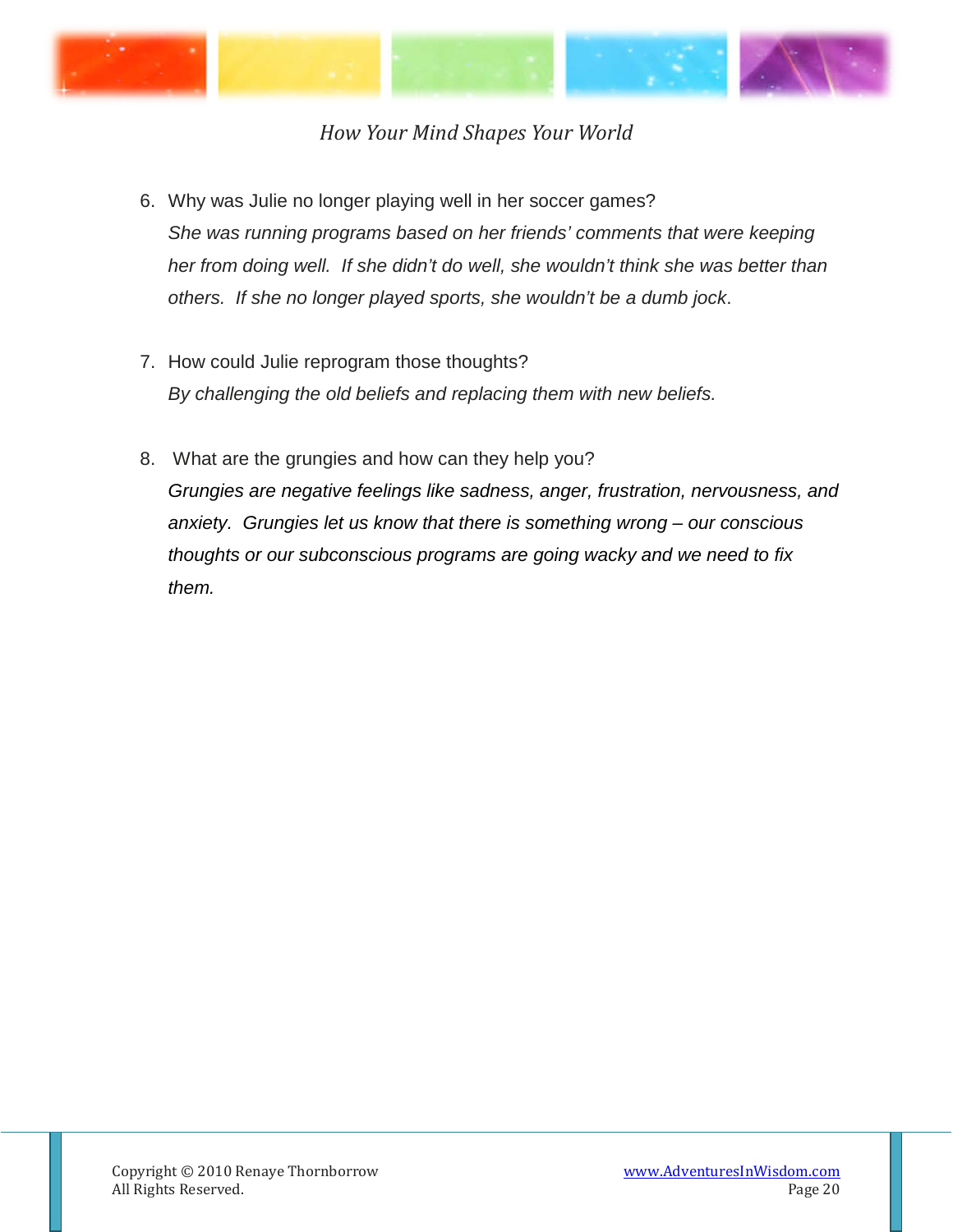6. Why was Julie no longer playing well in her soccer games?
   *She was running programs based on her friends' comments that were keeping her from doing well. If she didn't do well, she wouldn't think she was better than others. If she no longer played sports, she wouldn't be a dumb jock.*

7. How could Julie reprogram those thoughts?
   *By challenging the old beliefs and replacing them with new beliefs.*

8. What are the grungies and how can they help you?
   *Grungies are negative feelings like sadness, anger, frustration, nervousness, and anxiety. Grungies let us know that there is something wrong – our conscious thoughts or our subconscious programs are going wacky and we need to fix them.*